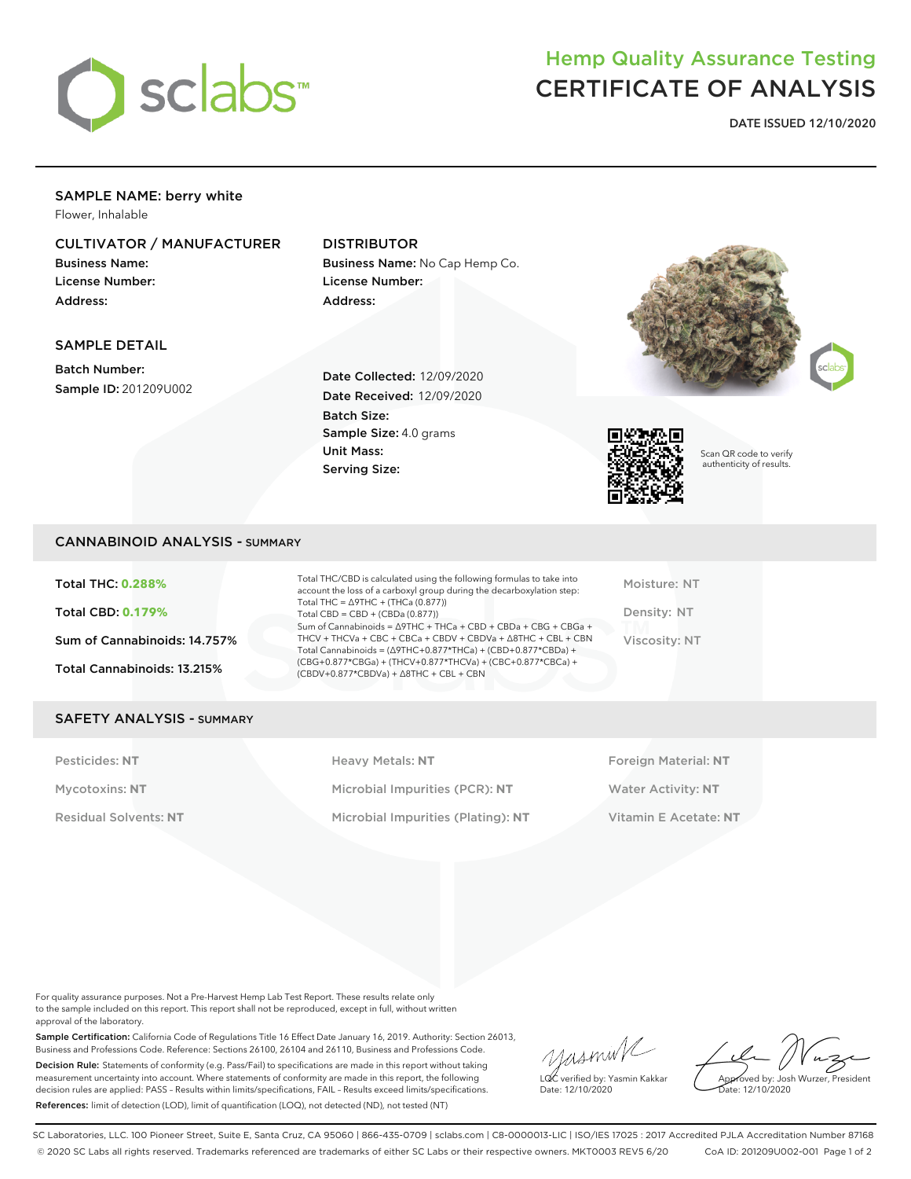# Hemp Quality Assurance Testing
# CERTIFICATE OF ANALYSIS

**DATE ISSUED 12/10/2020**

## SAMPLE NAME: berry white

Flower, Inhalable

### CULTIVATOR / MANUFACTURER

**Business Name:**
**License Number:**
**Address:**

### DISTRIBUTOR

**Business Name:** No Cap Hemp Co.
**License Number:**
**Address:**

### SAMPLE DETAIL

**Batch Number:**
**Sample ID:** 201209U002

**Date Collected:** 12/09/2020
**Date Received:** 12/09/2020
**Batch Size:**
**Sample Size:** 4.0 grams
**Unit Mass:**
**Serving Size:**

Scan QR code to verify authenticity of results.

## CANNABINOID ANALYSIS - SUMMARY

**Total THC: 0.288%**

**Total CBD: 0.179%**

**Sum of Cannabinoids: 14.757%**

**Total Cannabinoids: 13.215%**

Total THC/CBD is calculated using the following formulas to take into account the loss of a carboxyl group during the decarboxylation step:
Total THC = Δ9THC + (THCa (0.877))
Total CBD = CBD + (CBDa (0.877))
Sum of Cannabinoids = Δ9THC + THCa + CBD + CBDa + CBG + CBGa + THCV + THCVa + CBC + CBCa + CBDV + CBDVa + Δ8THC + CBL + CBN
Total Cannabinoids = (Δ9THC+0.877*THCa) + (CBD+0.877*CBDa) + (CBG+0.877*CBGa) + (THCV+0.877*THCVa) + (CBC+0.877*CBCa) + (CBDV+0.877*CBDVa) + Δ8THC + CBL + CBN

Moisture: NT

Density: NT

Viscosity: NT

## SAFETY ANALYSIS - SUMMARY

| | | |
|---|---|---|
| Pesticides: **NT** | Heavy Metals: **NT** | Foreign Material: **NT** |
| Mycotoxins: **NT** | Microbial Impurities (PCR): **NT** | Water Activity: **NT** |
| Residual Solvents: **NT** | Microbial Impurities (Plating): **NT** | Vitamin E Acetate: **NT** |

For quality assurance purposes. Not a Pre-Harvest Hemp Lab Test Report. These results relate only to the sample included on this report. This report shall not be reproduced, except in full, without written approval of the laboratory.

**Sample Certification:** California Code of Regulations Title 16 Effect Date January 16, 2019. Authority: Section 26013, Business and Professions Code. Reference: Sections 26100, 26104 and 26110, Business and Professions Code.

**Decision Rule:** Statements of conformity (e.g. Pass/Fail) to specifications are made in this report without taking measurement uncertainty into account. Where statements of conformity are made in this report, the following decision rules are applied: PASS - Results within limits/specifications, FAIL - Results exceed limits/specifications.

**References:** limit of detection (LOD), limit of quantification (LOQ), not detected (ND), not tested (NT)

LQC verified by: Yasmin Kakkar
Date: 12/10/2020

Approved by: Josh Wurzer, President
Date: 12/10/2020

SC Laboratories, LLC. 100 Pioneer Street, Suite E, Santa Cruz, CA 95060 | 866-435-0709 | sclabs.com | C8-0000013-LIC | ISO/IES 17025 : 2017 Accredited PJLA Accreditation Number 87168
© 2020 SC Labs all rights reserved. Trademarks referenced are trademarks of either SC Labs or their respective owners. MKT0003 REV5 6/20 CoA ID: 201209U002-001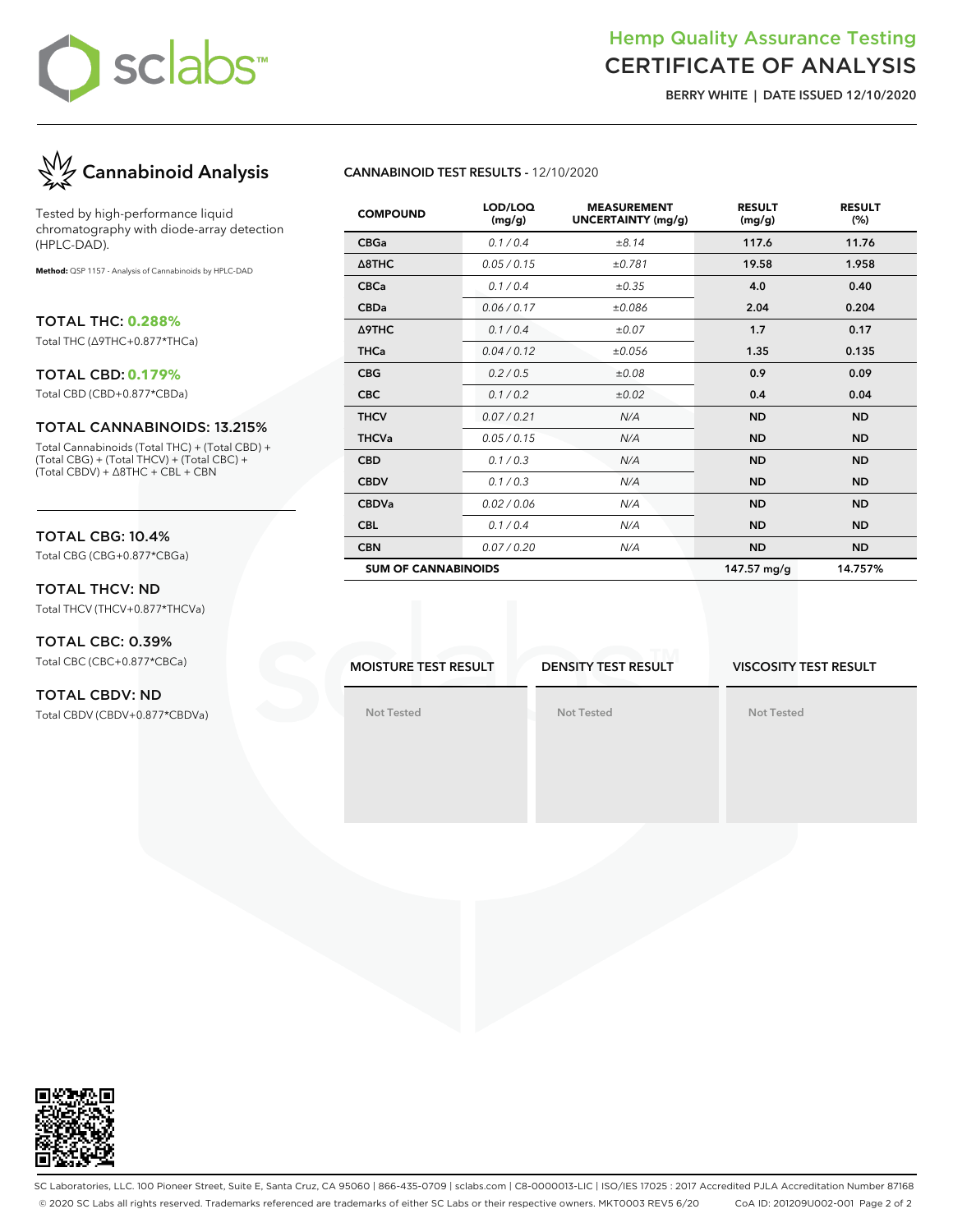# Hemp Quality Assurance Testing

# CERTIFICATE OF ANALYSIS

**BERRY WHITE | DATE ISSUED 12/10/2020**

## Cannabinoid Analysis

Tested by high-performance liquid chromatography with diode-array detection (HPLC-DAD).

**Method:** QSP 1157 - Analysis of Cannabinoids by HPLC-DAD

**TOTAL THC: 0.288%**

Total THC (Δ9THC+0.877*THCa)

**TOTAL CBD: 0.179%**

Total CBD (CBD+0.877*CBDa)

**TOTAL CANNABINOIDS: 13.215%**

Total Cannabinoids (Total THC) + (Total CBD) + (Total CBG) + (Total THCV) + (Total CBC) + (Total CBDV) + Δ8THC + CBL + CBN

**TOTAL CBG: 10.4%**

Total CBG (CBG+0.877*CBGa)

**TOTAL THCV: ND**

Total THCV (THCV+0.877*THCVa)

**TOTAL CBC: 0.39%**

Total CBC (CBC+0.877*CBCa)

**TOTAL CBDV: ND**

Total CBDV (CBDV+0.877*CBDVa)

**CANNABINOID TEST RESULTS** - 12/10/2020

| COMPOUND | LOD/LOQ (mg/g) | MEASUREMENT UNCERTAINTY (mg/g) | RESULT (mg/g) | RESULT (%) |
|---|---|---|---|---|
| CBGa | 0.1 / 0.4 | ±8.14 | 117.6 | 11.76 |
| Δ8THC | 0.05 / 0.15 | ±0.781 | 19.58 | 1.958 |
| CBCa | 0.1 / 0.4 | ±0.35 | 4.0 | 0.40 |
| CBDa | 0.06 / 0.17 | ±0.086 | 2.04 | 0.204 |
| Δ9THC | 0.1 / 0.4 | ±0.07 | 1.7 | 0.17 |
| THCa | 0.04 / 0.12 | ±0.056 | 1.35 | 0.135 |
| CBG | 0.2 / 0.5 | ±0.08 | 0.9 | 0.09 |
| CBC | 0.1 / 0.2 | ±0.02 | 0.4 | 0.04 |
| THCV | 0.07 / 0.21 | N/A | ND | ND |
| THCVa | 0.05 / 0.15 | N/A | ND | ND |
| CBD | 0.1 / 0.3 | N/A | ND | ND |
| CBDV | 0.1 / 0.3 | N/A | ND | ND |
| CBDVa | 0.02 / 0.06 | N/A | ND | ND |
| CBL | 0.1 / 0.4 | N/A | ND | ND |
| CBN | 0.07 / 0.20 | N/A | ND | ND |
| **SUM OF CANNABINOIDS** | | | 147.57 mg/g | 14.757% |

| MOISTURE TEST RESULT | DENSITY TEST RESULT | VISCOSITY TEST RESULT |
|---|---|---|
| Not Tested | Not Tested | Not Tested |

SC Laboratories, LLC. 100 Pioneer Street, Suite E, Santa Cruz, CA 95060 | 866-435-0709 | sclabs.com | C8-0000013-LIC | ISO/IES 17025 : 2017 Accredited PJLA Accreditation Number 87168

© 2020 SC Labs all rights reserved. Trademarks referenced are trademarks of either SC Labs or their respective owners. MKT0003 REV5 6/20 CoA ID: 201209U002-001